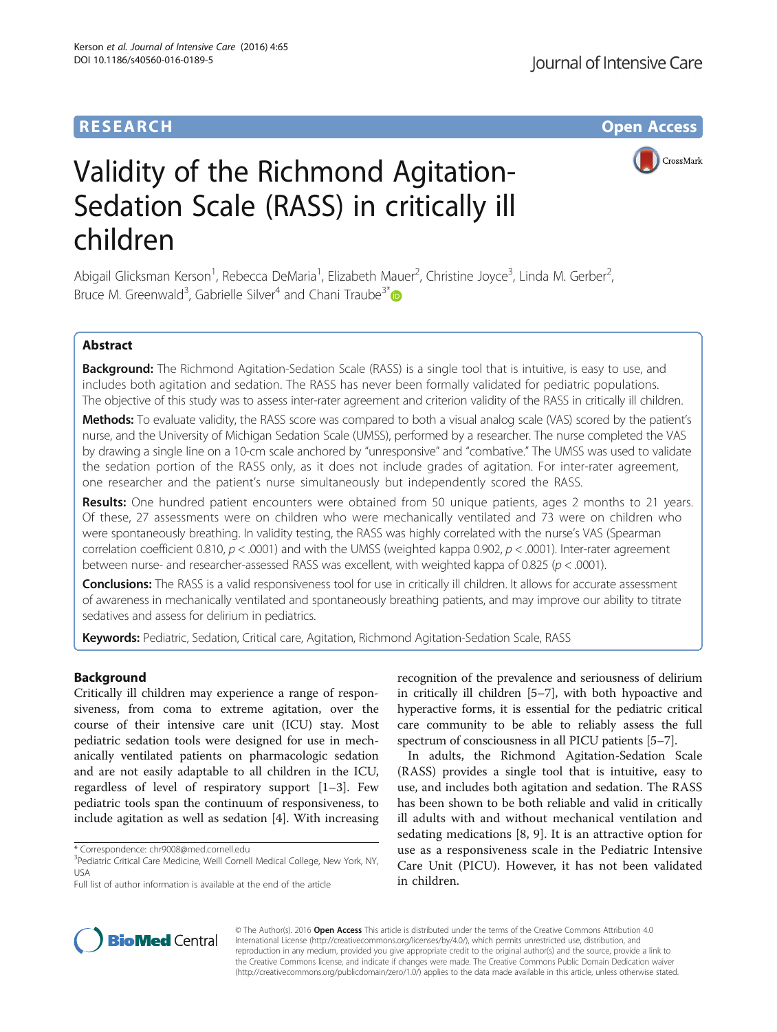RESEARCH Open Access

# Validity of the Richmond Agitation-Sedation Scale (RASS) in critically ill children

Abigail Glicksman Kerson[1], Rebecca DeMaria[1], Elizabeth Mauer[2], Christine Joyce[3], Linda M. Gerber[2], Bruce M. Greenwald[3], Gabrielle Silver[4] and Chani Traube[3*]

## Abstract

**Background:** The Richmond Agitation-Sedation Scale (RASS) is a single tool that is intuitive, is easy to use, and includes both agitation and sedation. The RASS has never been formally validated for pediatric populations. The objective of this study was to assess inter-rater agreement and criterion validity of the RASS in critically ill children.

**Methods:** To evaluate validity, the RASS score was compared to both a visual analog scale (VAS) scored by the patient's nurse, and the University of Michigan Sedation Scale (UMSS), performed by a researcher. The nurse completed the VAS by drawing a single line on a 10-cm scale anchored by "unresponsive" and "combative." The UMSS was used to validate the sedation portion of the RASS only, as it does not include grades of agitation. For inter-rater agreement, one researcher and the patient's nurse simultaneously but independently scored the RASS.

**Results:** One hundred patient encounters were obtained from 50 unique patients, ages 2 months to 21 years. Of these, 27 assessments were on children who were mechanically ventilated and 73 were on children who were spontaneously breathing. In validity testing, the RASS was highly correlated with the nurse's VAS (Spearman correlation coefficient 0.810, $p < .0001$) and with the UMSS (weighted kappa 0.902, $p < .0001$). Inter-rater agreement between nurse- and researcher-assessed RASS was excellent, with weighted kappa of 0.825 ($p < .0001$).

**Conclusions:** The RASS is a valid responsiveness tool for use in critically ill children. It allows for accurate assessment of awareness in mechanically ventilated and spontaneously breathing patients, and may improve our ability to titrate sedatives and assess for delirium in pediatrics.

**Keywords:** Pediatric, Sedation, Critical care, Agitation, Richmond Agitation-Sedation Scale, RASS

## Background

Critically ill children may experience a range of responsiveness, from coma to extreme agitation, over the course of their intensive care unit (ICU) stay. Most pediatric sedation tools were designed for use in mechanically ventilated patients on pharmacologic sedation and are not easily adaptable to all children in the ICU, regardless of level of respiratory support [1–3]. Few pediatric tools span the continuum of responsiveness, to include agitation as well as sedation [4]. With increasing recognition of the prevalence and seriousness of delirium in critically ill children [5–7], with both hypoactive and hyperactive forms, it is essential for the pediatric critical care community to be able to reliably assess the full spectrum of consciousness in all PICU patients [5–7].

In adults, the Richmond Agitation-Sedation Scale (RASS) provides a single tool that is intuitive, easy to use, and includes both agitation and sedation. The RASS has been shown to be both reliable and valid in critically ill adults with and without mechanical ventilation and sedating medications [8, 9]. It is an attractive option for use as a responsiveness scale in the Pediatric Intensive Care Unit (PICU). However, it has not been validated in children.

* Correspondence: chr9008@med.cornell.edu
[3]Pediatric Critical Care Medicine, Weill Cornell Medical College, New York, NY, USA
Full list of author information is available at the end of the article

© The Author(s). 2016 **Open Access** This article is distributed under the terms of the Creative Commons Attribution 4.0 International License (http://creativecommons.org/licenses/by/4.0/), which permits unrestricted use, distribution, and reproduction in any medium, provided you give appropriate credit to the original author(s) and the source, provide a link to the Creative Commons license, and indicate if changes were made. The Creative Commons Public Domain Dedication waiver (http://creativecommons.org/publicdomain/zero/1.0/) applies to the data made available in this article, unless otherwise stated.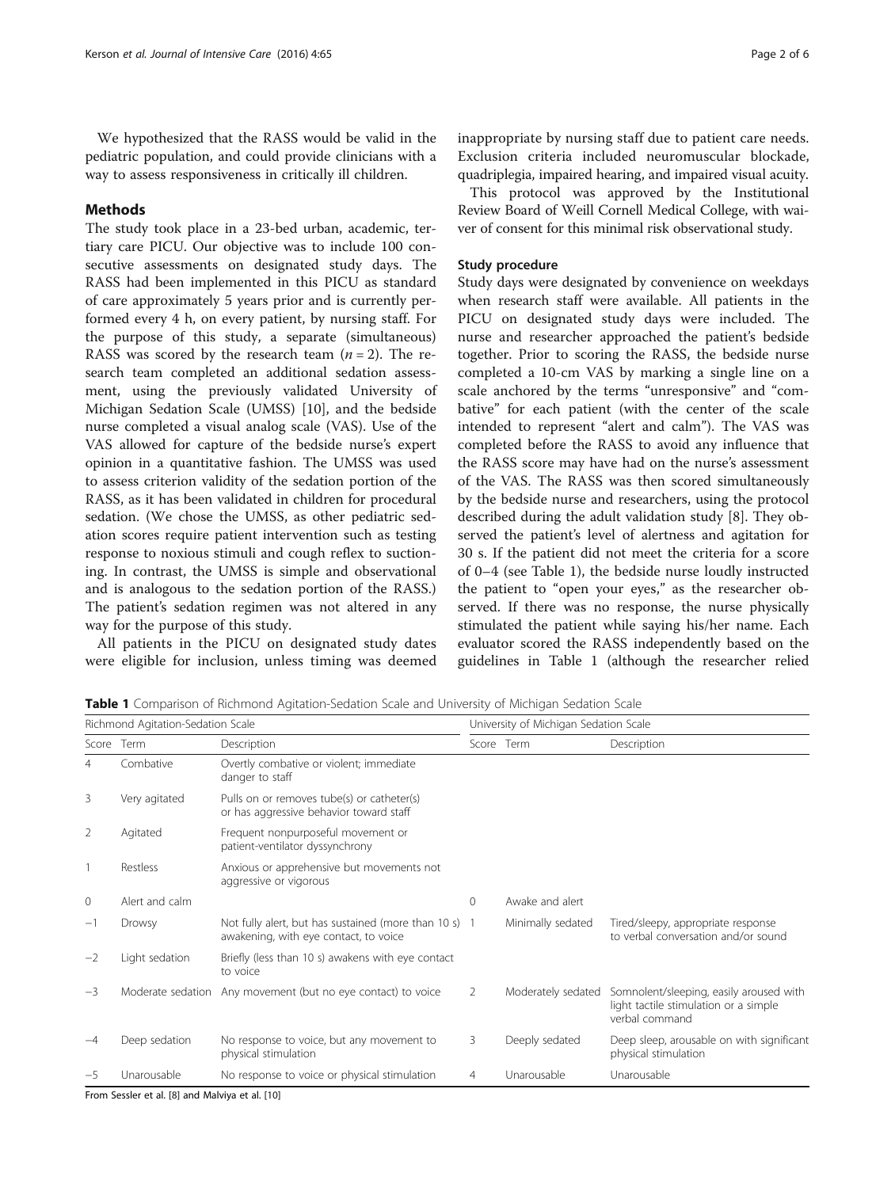We hypothesized that the RASS would be valid in the pediatric population, and could provide clinicians with a way to assess responsiveness in critically ill children.

## Methods

The study took place in a 23-bed urban, academic, tertiary care PICU. Our objective was to include 100 consecutive assessments on designated study days. The RASS had been implemented in this PICU as standard of care approximately 5 years prior and is currently performed every 4 h, on every patient, by nursing staff. For the purpose of this study, a separate (simultaneous) RASS was scored by the research team ($n = 2$). The research team completed an additional sedation assessment, using the previously validated University of Michigan Sedation Scale (UMSS) [10], and the bedside nurse completed a visual analog scale (VAS). Use of the VAS allowed for capture of the bedside nurse's expert opinion in a quantitative fashion. The UMSS was used to assess criterion validity of the sedation portion of the RASS, as it has been validated in children for procedural sedation. (We chose the UMSS, as other pediatric sedation scores require patient intervention such as testing response to noxious stimuli and cough reflex to suctioning. In contrast, the UMSS is simple and observational and is analogous to the sedation portion of the RASS.) The patient's sedation regimen was not altered in any way for the purpose of this study.

All patients in the PICU on designated study dates were eligible for inclusion, unless timing was deemed inappropriate by nursing staff due to patient care needs. Exclusion criteria included neuromuscular blockade, quadriplegia, impaired hearing, and impaired visual acuity.

This protocol was approved by the Institutional Review Board of Weill Cornell Medical College, with waiver of consent for this minimal risk observational study.

### Study procedure

Study days were designated by convenience on weekdays when research staff were available. All patients in the PICU on designated study days were included. The nurse and researcher approached the patient's bedside together. Prior to scoring the RASS, the bedside nurse completed a 10-cm VAS by marking a single line on a scale anchored by the terms "unresponsive" and "combative" for each patient (with the center of the scale intended to represent "alert and calm"). The VAS was completed before the RASS to avoid any influence that the RASS score may have had on the nurse's assessment of the VAS. The RASS was then scored simultaneously by the bedside nurse and researchers, using the protocol described during the adult validation study [8]. They observed the patient's level of alertness and agitation for 30 s. If the patient did not meet the criteria for a score of 0–4 (see Table 1), the bedside nurse loudly instructed the patient to "open your eyes," as the researcher observed. If there was no response, the nurse physically stimulated the patient while saying his/her name. Each evaluator scored the RASS independently based on the guidelines in Table 1 (although the researcher relied

**Table 1** Comparison of Richmond Agitation-Sedation Scale and University of Michigan Sedation Scale

| Richmond Agitation-Sedation Scale | | | University of Michigan Sedation Scale | | |
|---|---|---|---|---|---|
| Score | Term | Description | Score | Term | Description |
| 4 | Combative | Overtly combative or violent; immediate danger to staff | | | |
| 3 | Very agitated | Pulls on or removes tube(s) or catheter(s) or has aggressive behavior toward staff | | | |
| 2 | Agitated | Frequent nonpurposeful movement or patient-ventilator dyssynchrony | | | |
| 1 | Restless | Anxious or apprehensive but movements not aggressive or vigorous | | | |
| 0 | Alert and calm | | 0 | Awake and alert | |
| −1 | Drowsy | Not fully alert, but has sustained (more than 10 s) awakening, with eye contact, to voice | 1 | Minimally sedated | Tired/sleepy, appropriate response to verbal conversation and/or sound |
| −2 | Light sedation | Briefly (less than 10 s) awakens with eye contact to voice | | | |
| −3 | Moderate sedation | Any movement (but no eye contact) to voice | 2 | Moderately sedated | Somnolent/sleeping, easily aroused with light tactile stimulation or a simple verbal command |
| −4 | Deep sedation | No response to voice, but any movement to physical stimulation | 3 | Deeply sedated | Deep sleep, arousable on with significant physical stimulation |
| −5 | Unarousable | No response to voice or physical stimulation | 4 | Unarousable | Unarousable |

From Sessler et al. [8] and Malviya et al. [10]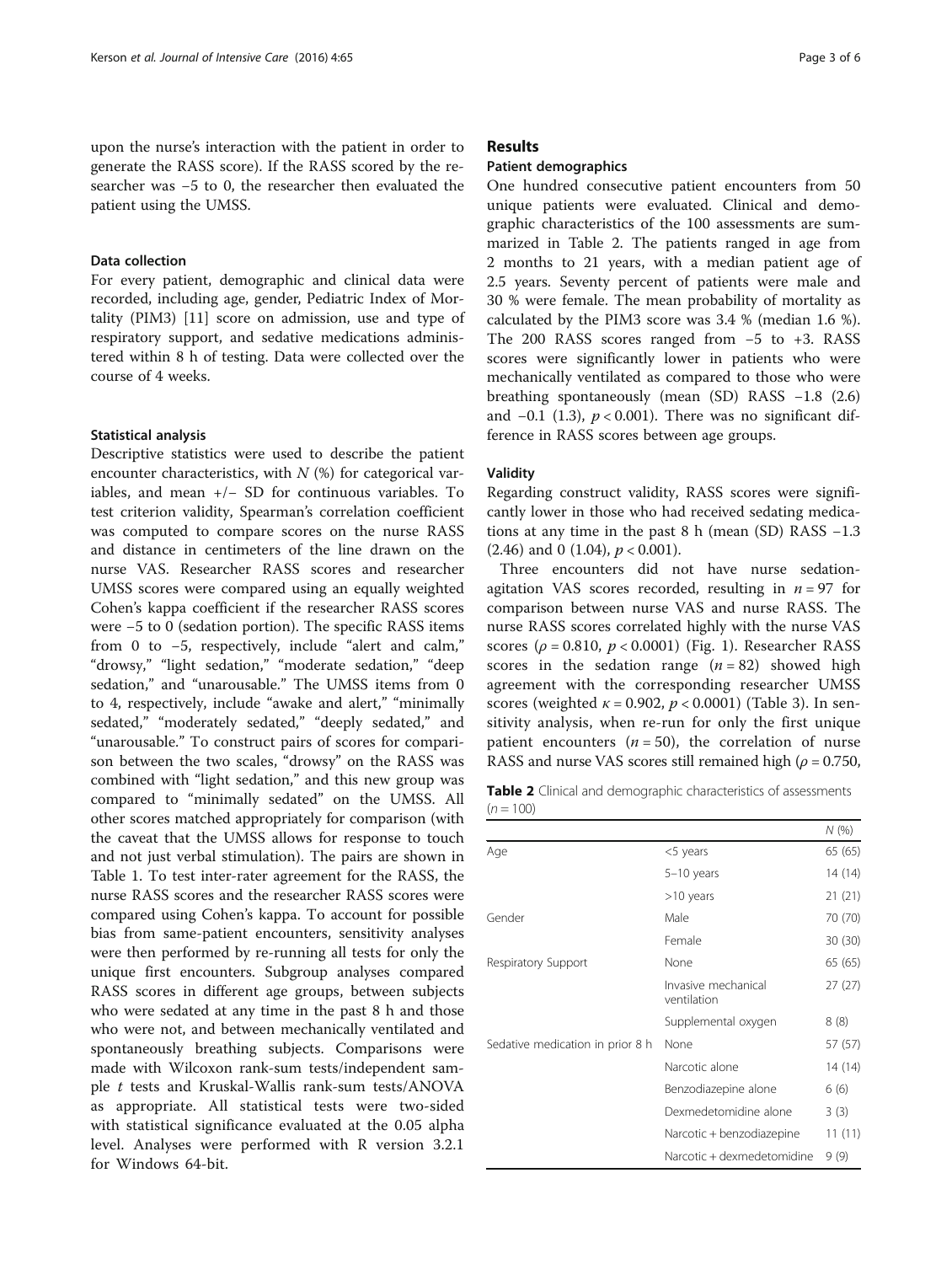upon the nurse's interaction with the patient in order to generate the RASS score). If the RASS scored by the researcher was −5 to 0, the researcher then evaluated the patient using the UMSS.

### Data collection

For every patient, demographic and clinical data were recorded, including age, gender, Pediatric Index of Mortality (PIM3) [11] score on admission, use and type of respiratory support, and sedative medications administered within 8 h of testing. Data were collected over the course of 4 weeks.

### Statistical analysis

Descriptive statistics were used to describe the patient encounter characteristics, with $N$ (%) for categorical variables, and mean +/− SD for continuous variables. To test criterion validity, Spearman's correlation coefficient was computed to compare scores on the nurse RASS and distance in centimeters of the line drawn on the nurse VAS. Researcher RASS scores and researcher UMSS scores were compared using an equally weighted Cohen's kappa coefficient if the researcher RASS scores were −5 to 0 (sedation portion). The specific RASS items from 0 to −5, respectively, include "alert and calm," "drowsy," "light sedation," "moderate sedation," "deep sedation," and "unarousable." The UMSS items from 0 to 4, respectively, include "awake and alert," "minimally sedated," "moderately sedated," "deeply sedated," and "unarousable." To construct pairs of scores for comparison between the two scales, "drowsy" on the RASS was combined with "light sedation," and this new group was compared to "minimally sedated" on the UMSS. All other scores matched appropriately for comparison (with the caveat that the UMSS allows for response to touch and not just verbal stimulation). The pairs are shown in Table 1. To test inter-rater agreement for the RASS, the nurse RASS scores and the researcher RASS scores were compared using Cohen's kappa. To account for possible bias from same-patient encounters, sensitivity analyses were then performed by re-running all tests for only the unique first encounters. Subgroup analyses compared RASS scores in different age groups, between subjects who were sedated at any time in the past 8 h and those who were not, and between mechanically ventilated and spontaneously breathing subjects. Comparisons were made with Wilcoxon rank-sum tests/independent sample $t$ tests and Kruskal-Wallis rank-sum tests/ANOVA as appropriate. All statistical tests were two-sided with statistical significance evaluated at the 0.05 alpha level. Analyses were performed with R version 3.2.1 for Windows 64-bit.

## Results

### Patient demographics

One hundred consecutive patient encounters from 50 unique patients were evaluated. Clinical and demographic characteristics of the 100 assessments are summarized in Table 2. The patients ranged in age from 2 months to 21 years, with a median patient age of 2.5 years. Seventy percent of patients were male and 30 % were female. The mean probability of mortality as calculated by the PIM3 score was 3.4 % (median 1.6 %). The 200 RASS scores ranged from −5 to +3. RASS scores were significantly lower in patients who were mechanically ventilated as compared to those who were breathing spontaneously (mean (SD) RASS −1.8 (2.6) and −0.1 (1.3), $p < 0.001$). There was no significant difference in RASS scores between age groups.

### Validity

Regarding construct validity, RASS scores were significantly lower in those who had received sedating medications at any time in the past 8 h (mean (SD) RASS −1.3 (2.46) and 0 (1.04), $p < 0.001$).

Three encounters did not have nurse sedation-agitation VAS scores recorded, resulting in $n = 97$ for comparison between nurse VAS and nurse RASS. The nurse RASS scores correlated highly with the nurse VAS scores ($\rho = 0.810$, $p < 0.0001$) (Fig. 1). Researcher RASS scores in the sedation range ($n = 82$) showed high agreement with the corresponding researcher UMSS scores (weighted $\kappa = 0.902$, $p < 0.0001$) (Table 3). In sensitivity analysis, when re-run for only the first unique patient encounters ($n = 50$), the correlation of nurse RASS and nurse VAS scores still remained high ($\rho = 0.750$,

**Table 2** Clinical and demographic characteristics of assessments ($n = 100$)

| | | N (%) |
|---|---|---|
| Age | <5 years | 65 (65) |
| | 5–10 years | 14 (14) |
| | >10 years | 21 (21) |
| Gender | Male | 70 (70) |
| | Female | 30 (30) |
| Respiratory Support | None | 65 (65) |
| | Invasive mechanical ventilation | 27 (27) |
| | Supplemental oxygen | 8 (8) |
| Sedative medication in prior 8 h | None | 57 (57) |
| | Narcotic alone | 14 (14) |
| | Benzodiazepine alone | 6 (6) |
| | Dexmedetomidine alone | 3 (3) |
| | Narcotic + benzodiazepine | 11 (11) |
| | Narcotic + dexmedetomidine | 9 (9) |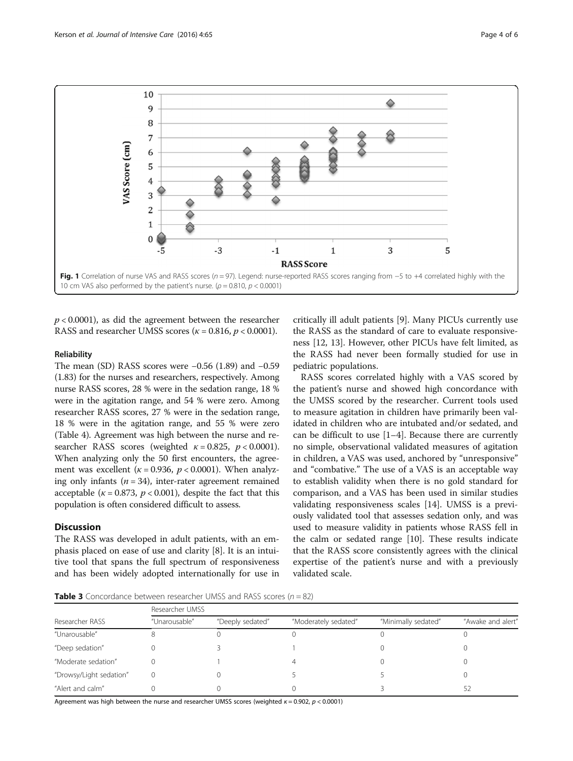Fig. 1 Correlation of nurse VAS and RASS scores ($n = 97$). Legend: nurse-reported RASS scores ranging from −5 to +4 correlated highly with the 10 cm VAS also performed by the patient's nurse. ($\rho = 0.810$, $p < 0.0001$)

$p < 0.0001$), as did the agreement between the researcher RASS and researcher UMSS scores ($\kappa = 0.816$, $p < 0.0001$).

### Reliability

The mean (SD) RASS scores were −0.56 (1.89) and −0.59 (1.83) for the nurses and researchers, respectively. Among nurse RASS scores, 28 % were in the sedation range, 18 % were in the agitation range, and 54 % were zero. Among researcher RASS scores, 27 % were in the sedation range, 18 % were in the agitation range, and 55 % were zero (Table 4). Agreement was high between the nurse and researcher RASS scores (weighted $\kappa = 0.825$, $p < 0.0001$). When analyzing only the 50 first encounters, the agreement was excellent ($\kappa = 0.936$, $p < 0.0001$). When analyzing only infants ($n = 34$), inter-rater agreement remained acceptable ($\kappa = 0.873$, $p < 0.001$), despite the fact that this population is often considered difficult to assess.

## Discussion

The RASS was developed in adult patients, with an emphasis placed on ease of use and clarity [8]. It is an intuitive tool that spans the full spectrum of responsiveness and has been widely adopted internationally for use in critically ill adult patients [9]. Many PICUs currently use the RASS as the standard of care to evaluate responsiveness [12, 13]. However, other PICUs have felt limited, as the RASS had never been formally studied for use in pediatric populations.

RASS scores correlated highly with a VAS scored by the patient's nurse and showed high concordance with the UMSS scored by the researcher. Current tools used to measure agitation in children have primarily been validated in children who are intubated and/or sedated, and can be difficult to use [1–4]. Because there are currently no simple, observational validated measures of agitation in children, a VAS was used, anchored by "unresponsive" and "combative." The use of a VAS is an acceptable way to establish validity when there is no gold standard for comparison, and a VAS has been used in similar studies validating responsiveness scales [14]. UMSS is a previously validated tool that assesses sedation only, and was used to measure validity in patients whose RASS fell in the calm or sedated range [10]. These results indicate that the RASS score consistently agrees with the clinical expertise of the patient's nurse and with a previously validated scale.

**Table 3** Concordance between researcher UMSS and RASS scores ($n = 82$)

| | Researcher UMSS | | | | |
|---|---|---|---|---|---|
| Researcher RASS | "Unarousable" | "Deeply sedated" | "Moderately sedated" | "Minimally sedated" | "Awake and alert" |
| "Unarousable" | 8 | 0 | 0 | 0 | 0 |
| "Deep sedation" | 0 | 3 | 1 | 0 | 0 |
| "Moderate sedation" | 0 | 1 | 4 | 0 | 0 |
| "Drowsy/Light sedation" | 0 | 0 | 5 | 5 | 0 |
| "Alert and calm" | 0 | 0 | 0 | 3 | 52 |

Agreement was high between the nurse and researcher UMSS scores (weighted $\kappa = 0.902$, $p < 0.0001$)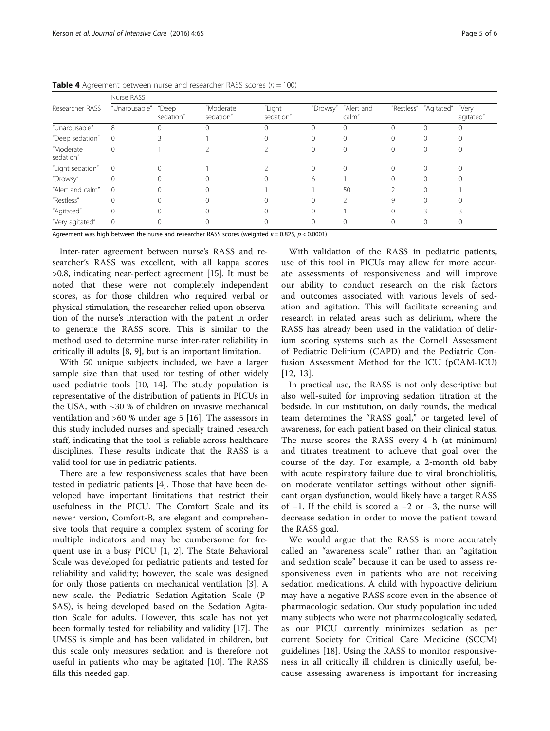**Table 4** Agreement between nurse and researcher RASS scores ($n = 100$)

| Researcher RASS | Nurse RASS | | | | | | | | |
|---|---|---|---|---|---|---|---|---|---|
| | "Unarousable" | "Deep sedation" | "Moderate sedation" | "Light sedation" | "Drowsy" | "Alert and calm" | "Restless" | "Agitated" | "Very agitated" |
| "Unarousable" | 8 | 0 | 0 | 0 | 0 | 0 | 0 | 0 | 0 |
| "Deep sedation" | 0 | 3 | 1 | 0 | 0 | 0 | 0 | 0 | 0 |
| "Moderate sedation" | 0 | 1 | 2 | 2 | 0 | 0 | 0 | 0 | 0 |
| "Light sedation" | 0 | 0 | 1 | 2 | 0 | 0 | 0 | 0 | 0 |
| "Drowsy" | 0 | 0 | 0 | 0 | 6 | 1 | 0 | 0 | 0 |
| "Alert and calm" | 0 | 0 | 0 | 1 | 1 | 50 | 2 | 0 | 1 |
| "Restless" | 0 | 0 | 0 | 0 | 0 | 2 | 9 | 0 | 0 |
| "Agitated" | 0 | 0 | 0 | 0 | 0 | 1 | 0 | 3 | 3 |
| "Very agitated" | 0 | 0 | 0 | 0 | 0 | 0 | 0 | 0 | 0 |

Agreement was high between the nurse and researcher RASS scores (weighted $\kappa = 0.825$, $p < 0.0001$)

Inter-rater agreement between nurse's RASS and researcher's RASS was excellent, with all kappa scores >0.8, indicating near-perfect agreement [15]. It must be noted that these were not completely independent scores, as for those children who required verbal or physical stimulation, the researcher relied upon observation of the nurse's interaction with the patient in order to generate the RASS score. This is similar to the method used to determine nurse inter-rater reliability in critically ill adults [8, 9], but is an important limitation.

With 50 unique subjects included, we have a larger sample size than that used for testing of other widely used pediatric tools [10, 14]. The study population is representative of the distribution of patients in PICUs in the USA, with ~30 % of children on invasive mechanical ventilation and >60 % under age 5 [16]. The assessors in this study included nurses and specially trained research staff, indicating that the tool is reliable across healthcare disciplines. These results indicate that the RASS is a valid tool for use in pediatric patients.

There are a few responsiveness scales that have been tested in pediatric patients [4]. Those that have been developed have important limitations that restrict their usefulness in the PICU. The Comfort Scale and its newer version, Comfort-B, are elegant and comprehensive tools that require a complex system of scoring for multiple indicators and may be cumbersome for frequent use in a busy PICU [1, 2]. The State Behavioral Scale was developed for pediatric patients and tested for reliability and validity; however, the scale was designed for only those patients on mechanical ventilation [3]. A new scale, the Pediatric Sedation-Agitation Scale (P-SAS), is being developed based on the Sedation Agitation Scale for adults. However, this scale has not yet been formally tested for reliability and validity [17]. The UMSS is simple and has been validated in children, but this scale only measures sedation and is therefore not useful in patients who may be agitated [10]. The RASS fills this needed gap.

With validation of the RASS in pediatric patients, use of this tool in PICUs may allow for more accurate assessments of responsiveness and will improve our ability to conduct research on the risk factors and outcomes associated with various levels of sedation and agitation. This will facilitate screening and research in related areas such as delirium, where the RASS has already been used in the validation of delirium scoring systems such as the Cornell Assessment of Pediatric Delirium (CAPD) and the Pediatric Confusion Assessment Method for the ICU (pCAM-ICU) [12, 13].

In practical use, the RASS is not only descriptive but also well-suited for improving sedation titration at the bedside. In our institution, on daily rounds, the medical team determines the "RASS goal," or targeted level of awareness, for each patient based on their clinical status. The nurse scores the RASS every 4 h (at minimum) and titrates treatment to achieve that goal over the course of the day. For example, a 2-month old baby with acute respiratory failure due to viral bronchiolitis, on moderate ventilator settings without other significant organ dysfunction, would likely have a target RASS of −1. If the child is scored a −2 or −3, the nurse will decrease sedation in order to move the patient toward the RASS goal.

We would argue that the RASS is more accurately called an "awareness scale" rather than an "agitation and sedation scale" because it can be used to assess responsiveness even in patients who are not receiving sedation medications. A child with hypoactive delirium may have a negative RASS score even in the absence of pharmacologic sedation. Our study population included many subjects who were not pharmacologically sedated, as our PICU currently minimizes sedation as per current Society for Critical Care Medicine (SCCM) guidelines [18]. Using the RASS to monitor responsiveness in all critically ill children is clinically useful, because assessing awareness is important for increasing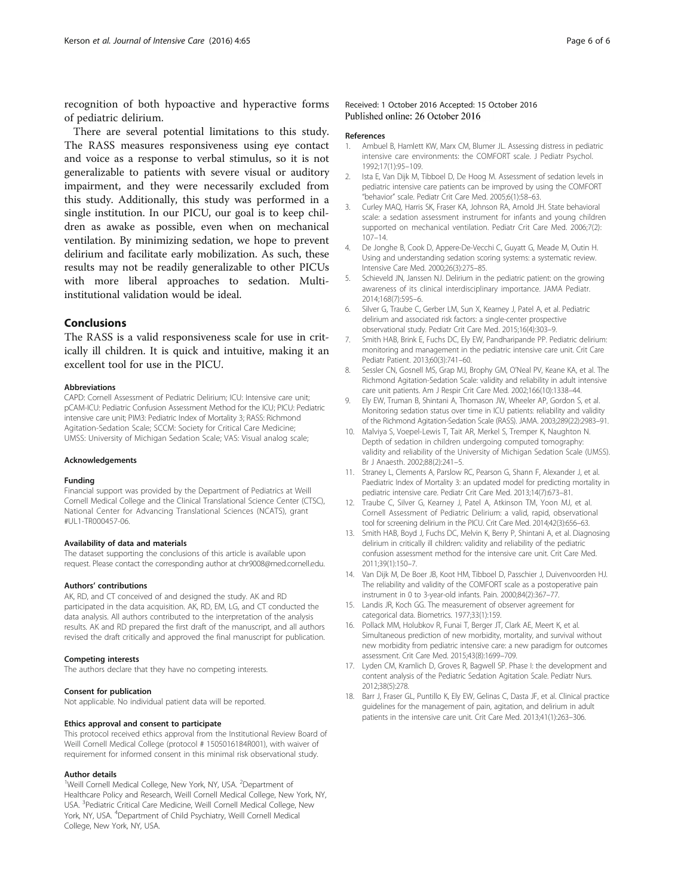recognition of both hypoactive and hyperactive forms of pediatric delirium.

There are several potential limitations to this study. The RASS measures responsiveness using eye contact and voice as a response to verbal stimulus, so it is not generalizable to patients with severe visual or auditory impairment, and they were necessarily excluded from this study. Additionally, this study was performed in a single institution. In our PICU, our goal is to keep children as awake as possible, even when on mechanical ventilation. By minimizing sedation, we hope to prevent delirium and facilitate early mobilization. As such, these results may not be readily generalizable to other PICUs with more liberal approaches to sedation. Multi-institutional validation would be ideal.

## Conclusions

The RASS is a valid responsiveness scale for use in critically ill children. It is quick and intuitive, making it an excellent tool for use in the PICU.

#### Abbreviations

CAPD: Cornell Assessment of Pediatric Delirium; ICU: Intensive care unit; pCAM-ICU: Pediatric Confusion Assessment Method for the ICU; PICU: Pediatric intensive care unit; PIM3: Pediatric Index of Mortality 3; RASS: Richmond Agitation-Sedation Scale; SCCM: Society for Critical Care Medicine; UMSS: University of Michigan Sedation Scale; VAS: Visual analog scale;

#### Acknowledgements

#### Funding

Financial support was provided by the Department of Pediatrics at Weill Cornell Medical College and the Clinical Translational Science Center (CTSC), National Center for Advancing Translational Sciences (NCATS), grant #UL1-TR000457-06.

#### Availability of data and materials

The dataset supporting the conclusions of this article is available upon request. Please contact the corresponding author at chr9008@med.cornell.edu.

#### Authors' contributions

AK, RD, and CT conceived of and designed the study. AK and RD participated in the data acquisition. AK, RD, EM, LG, and CT conducted the data analysis. All authors contributed to the interpretation of the analysis results. AK and RD prepared the first draft of the manuscript, and all authors revised the draft critically and approved the final manuscript for publication.

#### Competing interests

The authors declare that they have no competing interests.

#### Consent for publication

Not applicable. No individual patient data will be reported.

#### Ethics approval and consent to participate

This protocol received ethics approval from the Institutional Review Board of Weill Cornell Medical College (protocol # 1505016184R001), with waiver of requirement for informed consent in this minimal risk observational study.

#### Author details

[1]Weill Cornell Medical College, New York, NY, USA. [2]Department of Healthcare Policy and Research, Weill Cornell Medical College, New York, NY, USA. [3]Pediatric Critical Care Medicine, Weill Cornell Medical College, New York, NY, USA. [4]Department of Child Psychiatry, Weill Cornell Medical College, New York, NY, USA.

Received: 1 October 2016 Accepted: 15 October 2016
Published online: 26 October 2016

#### References

1. Ambuel B, Hamlett KW, Marx CM, Blumer JL. Assessing distress in pediatric intensive care environments: the COMFORT scale. J Pediatr Psychol. 1992;17(1):95–109.
2. Ista E, Van Dijk M, Tibboel D, De Hoog M. Assessment of sedation levels in pediatric intensive care patients can be improved by using the COMFORT "behavior" scale. Pediatr Crit Care Med. 2005;6(1):58–63.
3. Curley MAQ, Harris SK, Fraser KA, Johnson RA, Arnold JH. State behavioral scale: a sedation assessment instrument for infants and young children supported on mechanical ventilation. Pediatr Crit Care Med. 2006;7(2): 107–14.
4. De Jonghe B, Cook D, Appere-De-Vecchi C, Guyatt G, Meade M, Outin H. Using and understanding sedation scoring systems: a systematic review. Intensive Care Med. 2000;26(3):275–85.
5. Schieveld JN, Janssen NJ. Delirium in the pediatric patient: on the growing awareness of its clinical interdisciplinary importance. JAMA Pediatr. 2014;168(7):595–6.
6. Silver G, Traube C, Gerber LM, Sun X, Kearney J, Patel A, et al. Pediatric delirium and associated risk factors: a single-center prospective observational study. Pediatr Crit Care Med. 2015;16(4):303–9.
7. Smith HAB, Brink E, Fuchs DC, Ely EW, Pandharipande PP. Pediatric delirium: monitoring and management in the pediatric intensive care unit. Crit Care Pediatr Patient. 2013;60(3):741–60.
8. Sessler CN, Gosnell MS, Grap MJ, Brophy GM, O'Neal PV, Keane KA, et al. The Richmond Agitation-Sedation Scale: validity and reliability in adult intensive care unit patients. Am J Respir Crit Care Med. 2002;166(10):1338–44.
9. Ely EW, Truman B, Shintani A, Thomason JW, Wheeler AP, Gordon S, et al. Monitoring sedation status over time in ICU patients: reliability and validity of the Richmond Agitation-Sedation Scale (RASS). JAMA. 2003;289(22):2983–91.
10. Malviya S, Voepel-Lewis T, Tait AR, Merkel S, Tremper K, Naughton N. Depth of sedation in children undergoing computed tomography: validity and reliability of the University of Michigan Sedation Scale (UMSS). Br J Anaesth. 2002;88(2):241–5.
11. Straney L, Clements A, Parslow RC, Pearson G, Shann F, Alexander J, et al. Paediatric Index of Mortality 3: an updated model for predicting mortality in pediatric intensive care. Pediatr Crit Care Med. 2013;14(7):673–81.
12. Traube C, Silver G, Kearney J, Patel A, Atkinson TM, Yoon MJ, et al. Cornell Assessment of Pediatric Delirium: a valid, rapid, observational tool for screening delirium in the PICU. Crit Care Med. 2014;42(3):656–63.
13. Smith HAB, Boyd J, Fuchs DC, Melvin K, Berry P, Shintani A, et al. Diagnosing delirium in critically ill children: validity and reliability of the pediatric confusion assessment method for the intensive care unit. Crit Care Med. 2011;39(1):150–7.
14. Van Dijk M, De Boer JB, Koot HM, Tibboel D, Passchier J, Duivenvoorden HJ. The reliability and validity of the COMFORT scale as a postoperative pain instrument in 0 to 3-year-old infants. Pain. 2000;84(2):367–77.
15. Landis JR, Koch GG. The measurement of observer agreement for categorical data. Biometrics. 1977;33(1):159.
16. Pollack MM, Holubkov R, Funai T, Berger JT, Clark AE, Meert K, et al. Simultaneous prediction of new morbidity, mortality, and survival without new morbidity from pediatric intensive care: a new paradigm for outcomes assessment. Crit Care Med. 2015;43(8):1699–709.
17. Lyden CM, Kramlich D, Groves R, Bagwell SP. Phase I: the development and content analysis of the Pediatric Sedation Agitation Scale. Pediatr Nurs. 2012;38(5):278.
18. Barr J, Fraser GL, Puntillo K, Ely EW, Gelinas C, Dasta JF, et al. Clinical practice guidelines for the management of pain, agitation, and delirium in adult patients in the intensive care unit. Crit Care Med. 2013;41(1):263–306.